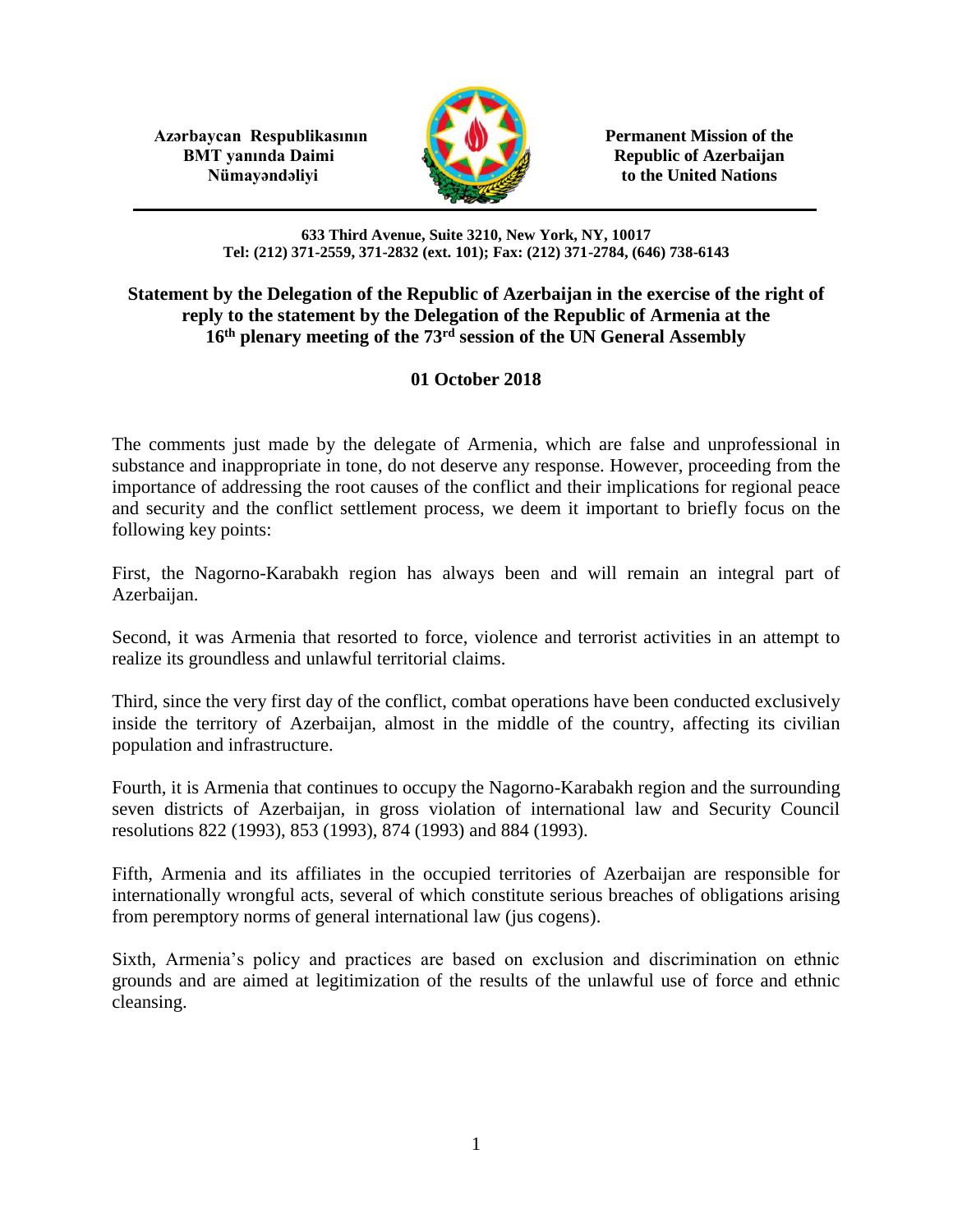**Azərbaycan Respublikasının BMT yanında Daimi Nümayəndəliyi**

**Permanent Mission of the Republic of Azerbaijan to the United Nations**

**633 Third Avenue, Suite 3210, New York, NY, 10017**
**Tel: (212) 371-2559, 371-2832 (ext. 101); Fax: (212) 371-2784, (646) 738-6143**

## Statement by the Delegation of the Republic of Azerbaijan in the exercise of the right of reply to the statement by the Delegation of the Republic of Armenia at the 16th plenary meeting of the 73rd session of the UN General Assembly

**01 October 2018**

The comments just made by the delegate of Armenia, which are false and unprofessional in substance and inappropriate in tone, do not deserve any response. However, proceeding from the importance of addressing the root causes of the conflict and their implications for regional peace and security and the conflict settlement process, we deem it important to briefly focus on the following key points:

First, the Nagorno-Karabakh region has always been and will remain an integral part of Azerbaijan.

Second, it was Armenia that resorted to force, violence and terrorist activities in an attempt to realize its groundless and unlawful territorial claims.

Third, since the very first day of the conflict, combat operations have been conducted exclusively inside the territory of Azerbaijan, almost in the middle of the country, affecting its civilian population and infrastructure.

Fourth, it is Armenia that continues to occupy the Nagorno-Karabakh region and the surrounding seven districts of Azerbaijan, in gross violation of international law and Security Council resolutions 822 (1993), 853 (1993), 874 (1993) and 884 (1993).

Fifth, Armenia and its affiliates in the occupied territories of Azerbaijan are responsible for internationally wrongful acts, several of which constitute serious breaches of obligations arising from peremptory norms of general international law (jus cogens).

Sixth, Armenia's policy and practices are based on exclusion and discrimination on ethnic grounds and are aimed at legitimization of the results of the unlawful use of force and ethnic cleansing.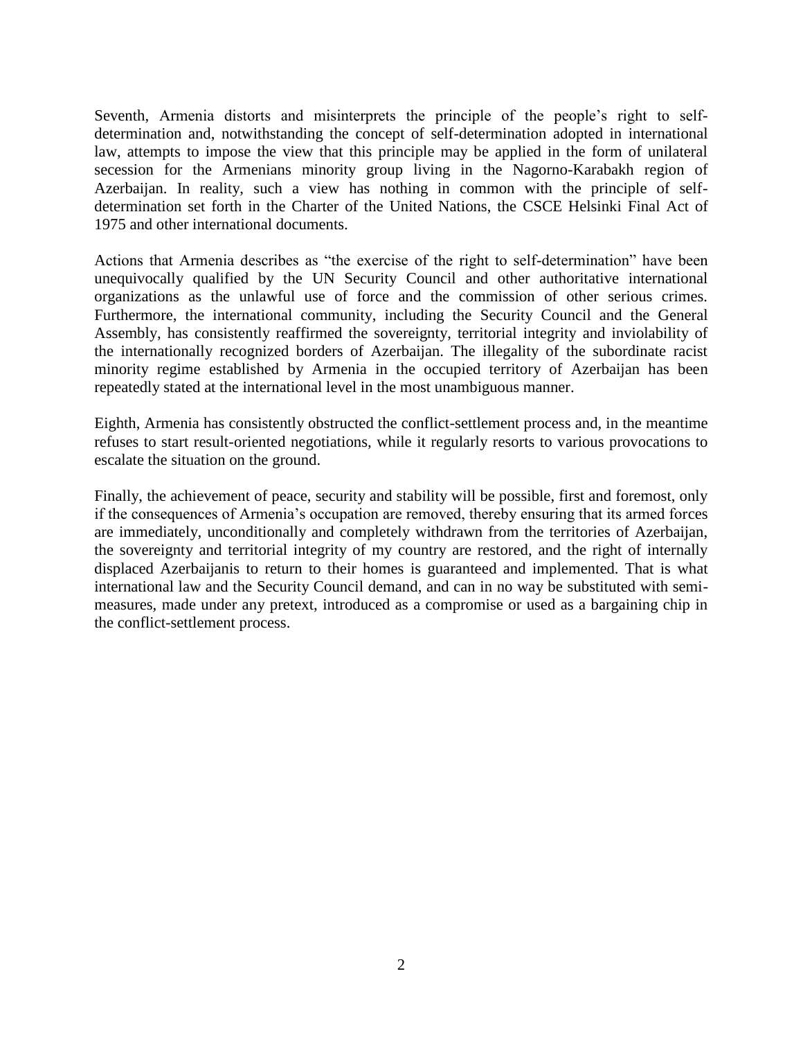Seventh, Armenia distorts and misinterprets the principle of the people's right to self-determination and, notwithstanding the concept of self-determination adopted in international law, attempts to impose the view that this principle may be applied in the form of unilateral secession for the Armenians minority group living in the Nagorno-Karabakh region of Azerbaijan. In reality, such a view has nothing in common with the principle of self-determination set forth in the Charter of the United Nations, the CSCE Helsinki Final Act of 1975 and other international documents.

Actions that Armenia describes as "the exercise of the right to self-determination" have been unequivocally qualified by the UN Security Council and other authoritative international organizations as the unlawful use of force and the commission of other serious crimes. Furthermore, the international community, including the Security Council and the General Assembly, has consistently reaffirmed the sovereignty, territorial integrity and inviolability of the internationally recognized borders of Azerbaijan. The illegality of the subordinate racist minority regime established by Armenia in the occupied territory of Azerbaijan has been repeatedly stated at the international level in the most unambiguous manner.

Eighth, Armenia has consistently obstructed the conflict-settlement process and, in the meantime refuses to start result-oriented negotiations, while it regularly resorts to various provocations to escalate the situation on the ground.

Finally, the achievement of peace, security and stability will be possible, first and foremost, only if the consequences of Armenia's occupation are removed, thereby ensuring that its armed forces are immediately, unconditionally and completely withdrawn from the territories of Azerbaijan, the sovereignty and territorial integrity of my country are restored, and the right of internally displaced Azerbaijanis to return to their homes is guaranteed and implemented. That is what international law and the Security Council demand, and can in no way be substituted with semi-measures, made under any pretext, introduced as a compromise or used as a bargaining chip in the conflict-settlement process.